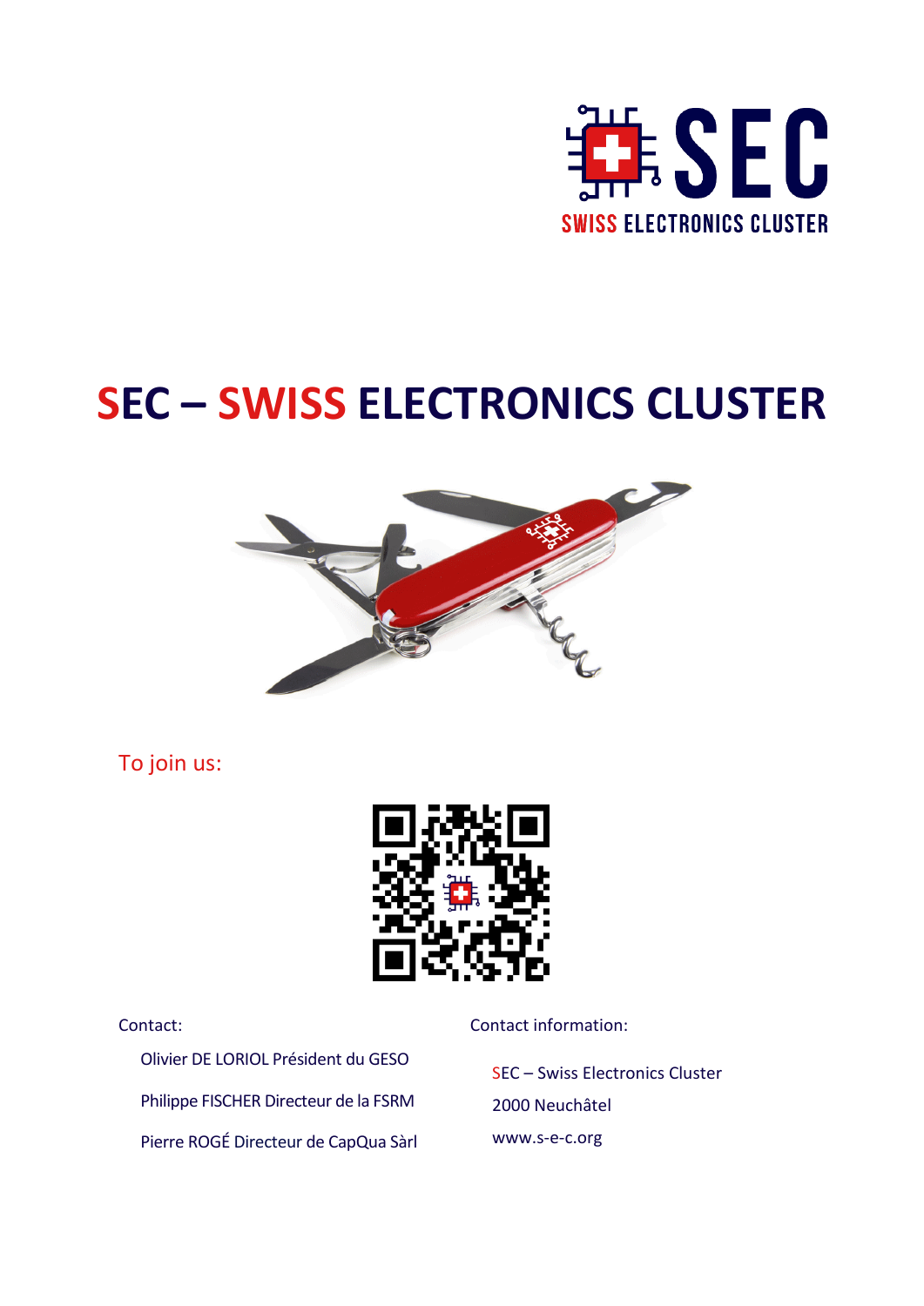# SEC – SWISS ELECTRONICS CLUSTER

To join us:

Contact:

Olivier DE LORIOL Président du GESO

Philippe FISCHER Directeur de la FSRM

Pierre ROGÉ Directeur de CapQua Sàrl

Contact information:

SEC – Swiss Electronics Cluster

2000 Neuchâtel

www.s-e-c.org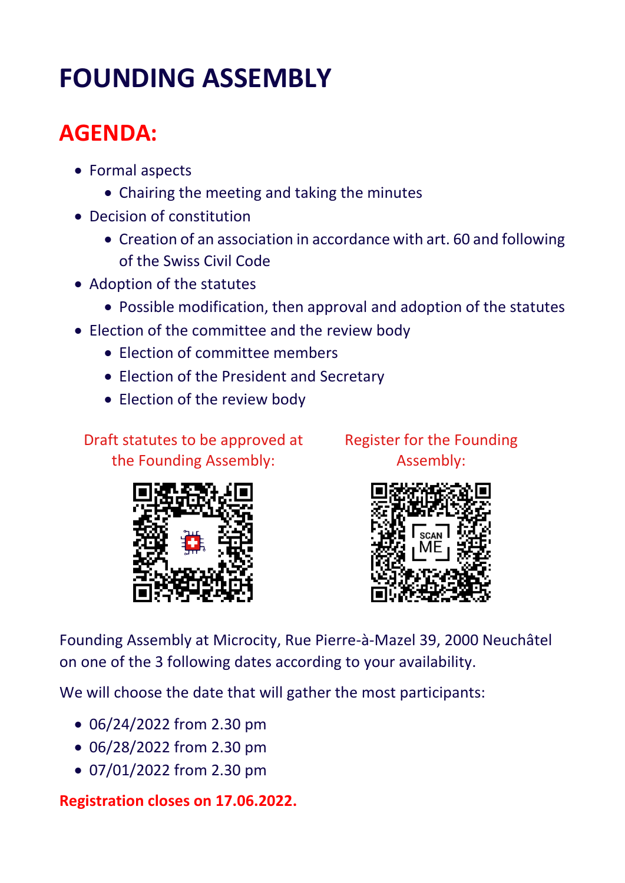# FOUNDING ASSEMBLY

## AGENDA:

- Formal aspects
  - Chairing the meeting and taking the minutes
- Decision of constitution
  - Creation of an association in accordance with art. 60 and following of the Swiss Civil Code
- Adoption of the statutes
  - Possible modification, then approval and adoption of the statutes
- Election of the committee and the review body
  - Election of committee members
  - Election of the President and Secretary
  - Election of the review body

Draft statutes to be approved at the Founding Assembly:

Register for the Founding Assembly:

Founding Assembly at Microcity, Rue Pierre-à-Mazel 39, 2000 Neuchâtel on one of the 3 following dates according to your availability.

We will choose the date that will gather the most participants:

- 06/24/2022 from 2.30 pm
- 06/28/2022 from 2.30 pm
- 07/01/2022 from 2.30 pm

**Registration closes on 17.06.2022.**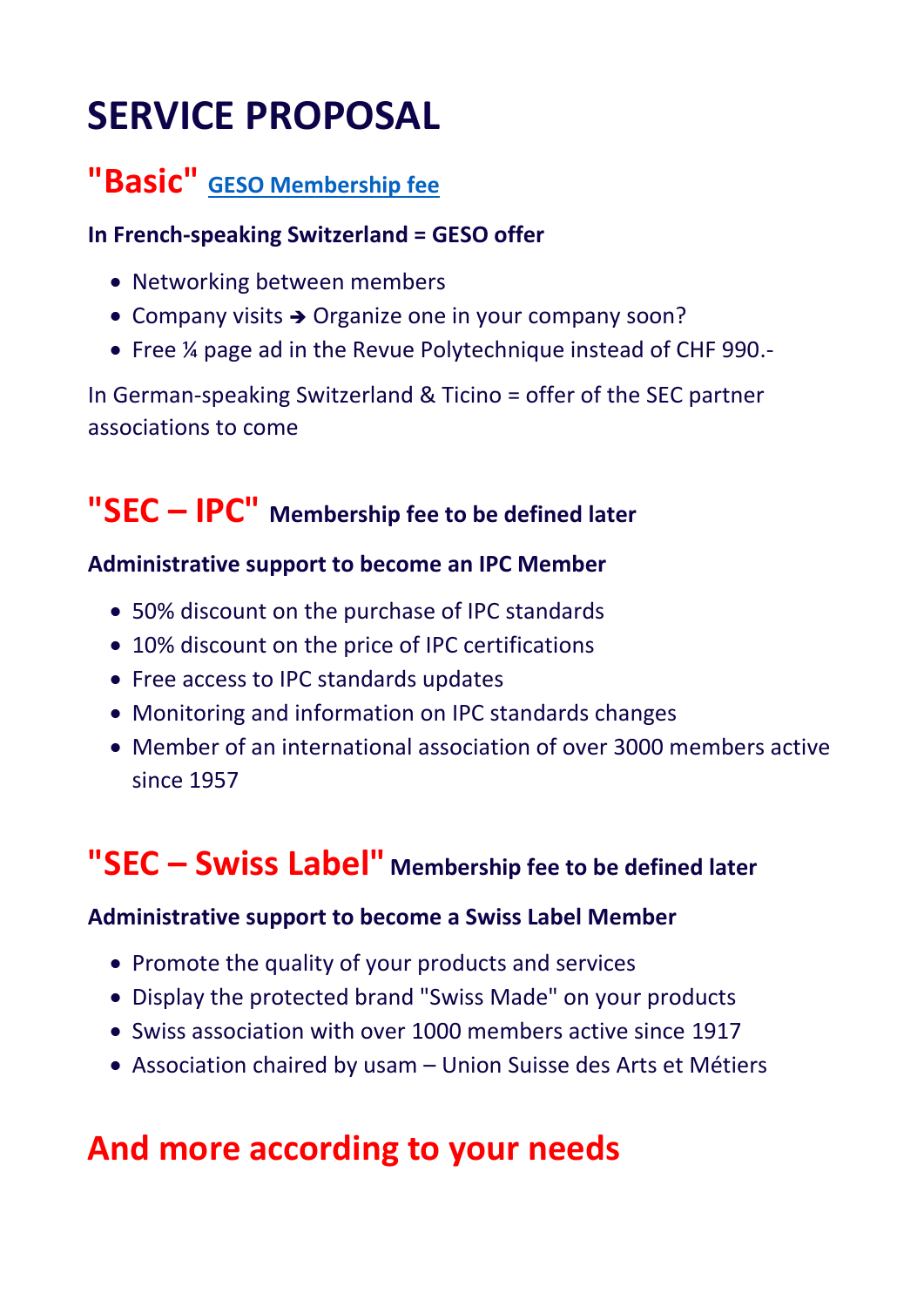# SERVICE PROPOSAL

## "Basic" GESO Membership fee

**In French-speaking Switzerland = GESO offer**

- Networking between members
- Company visits ➔ Organize one in your company soon?
- Free ¼ page ad in the Revue Polytechnique instead of CHF 990.-

In German-speaking Switzerland & Ticino = offer of the SEC partner associations to come

## "SEC – IPC" Membership fee to be defined later

**Administrative support to become an IPC Member**

- 50% discount on the purchase of IPC standards
- 10% discount on the price of IPC certifications
- Free access to IPC standards updates
- Monitoring and information on IPC standards changes
- Member of an international association of over 3000 members active since 1957

## "SEC – Swiss Label" Membership fee to be defined later

**Administrative support to become a Swiss Label Member**

- Promote the quality of your products and services
- Display the protected brand "Swiss Made" on your products
- Swiss association with over 1000 members active since 1917
- Association chaired by usam – Union Suisse des Arts et Métiers

## And more according to your needs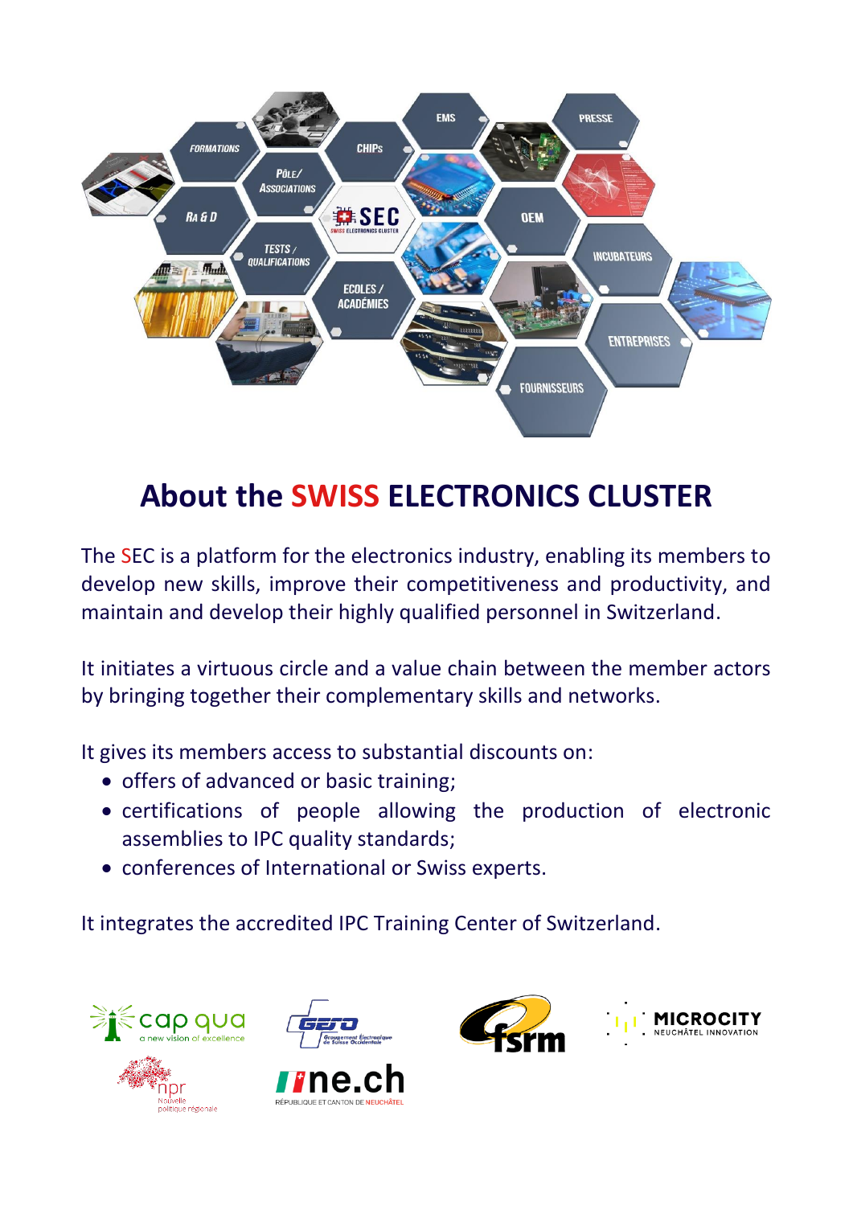# About the SWISS ELECTRONICS CLUSTER

The SEC is a platform for the electronics industry, enabling its members to develop new skills, improve their competitiveness and productivity, and maintain and develop their highly qualified personnel in Switzerland.

It initiates a virtuous circle and a value chain between the member actors by bringing together their complementary skills and networks.

It gives its members access to substantial discounts on:

- offers of advanced or basic training;
- certifications of people allowing the production of electronic assemblies to IPC quality standards;
- conferences of International or Swiss experts.

It integrates the accredited IPC Training Center of Switzerland.